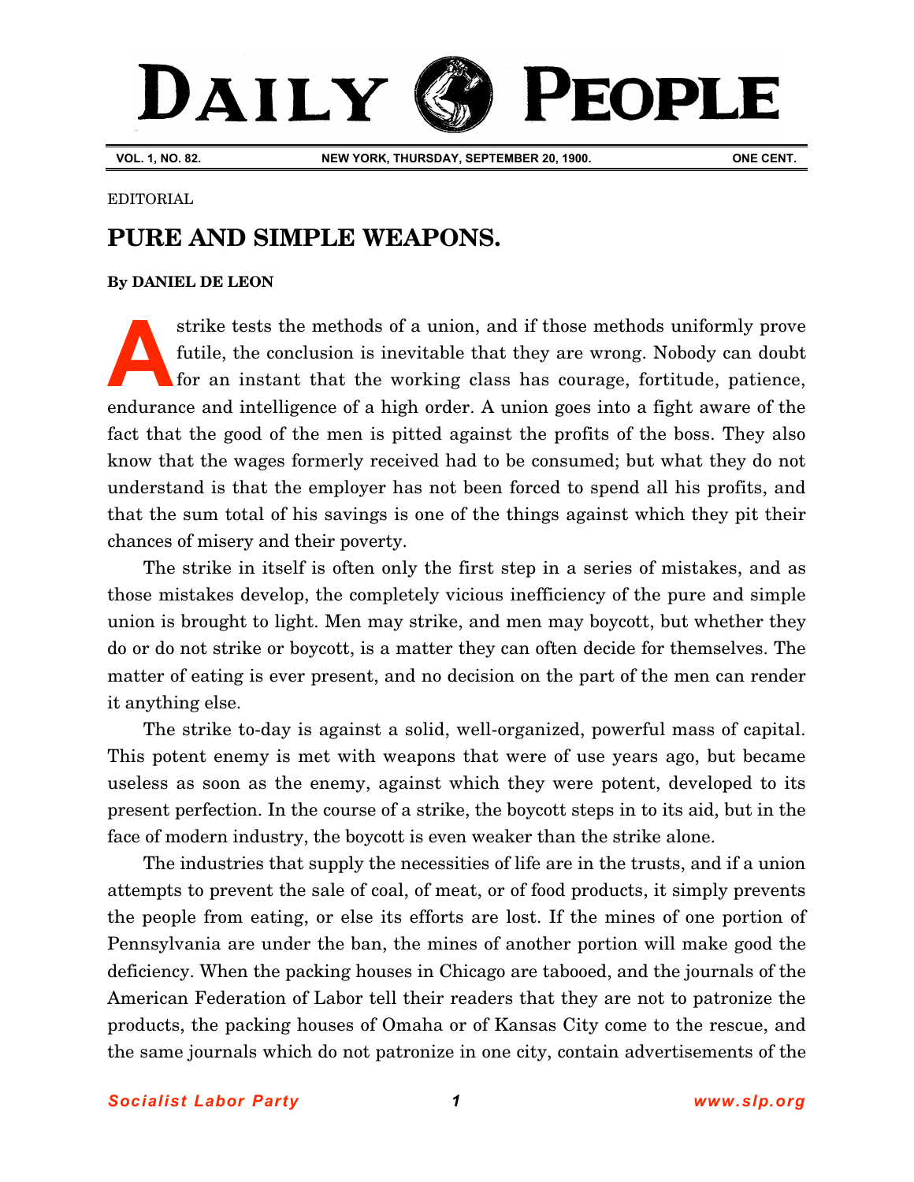# DAILY PEOPLE

**VOL. 1, NO. 82.** **NEW YORK, THURSDAY, SEPTEMBER 20, 1900.** **ONE CENT.**

EDITORIAL

## PURE AND SIMPLE WEAPONS.

**By DANIEL DE LEON**

A strike tests the methods of a union, and if those methods uniformly prove futile, the conclusion is inevitable that they are wrong. Nobody can doubt for an instant that the working class has courage, fortitude, patience, endurance and intelligence of a high order. A union goes into a fight aware of the fact that the good of the men is pitted against the profits of the boss. They also know that the wages formerly received had to be consumed; but what they do not understand is that the employer has not been forced to spend all his profits, and that the sum total of his savings is one of the things against which they pit their chances of misery and their poverty.

The strike in itself is often only the first step in a series of mistakes, and as those mistakes develop, the completely vicious inefficiency of the pure and simple union is brought to light. Men may strike, and men may boycott, but whether they do or do not strike or boycott, is a matter they can often decide for themselves. The matter of eating is ever present, and no decision on the part of the men can render it anything else.

The strike to-day is against a solid, well-organized, powerful mass of capital. This potent enemy is met with weapons that were of use years ago, but became useless as soon as the enemy, against which they were potent, developed to its present perfection. In the course of a strike, the boycott steps in to its aid, but in the face of modern industry, the boycott is even weaker than the strike alone.

The industries that supply the necessities of life are in the trusts, and if a union attempts to prevent the sale of coal, of meat, or of food products, it simply prevents the people from eating, or else its efforts are lost. If the mines of one portion of Pennsylvania are under the ban, the mines of another portion will make good the deficiency. When the packing houses in Chicago are tabooed, and the journals of the American Federation of Labor tell their readers that they are not to patronize the products, the packing houses of Omaha or of Kansas City come to the rescue, and the same journals which do not patronize in one city, contain advertisements of the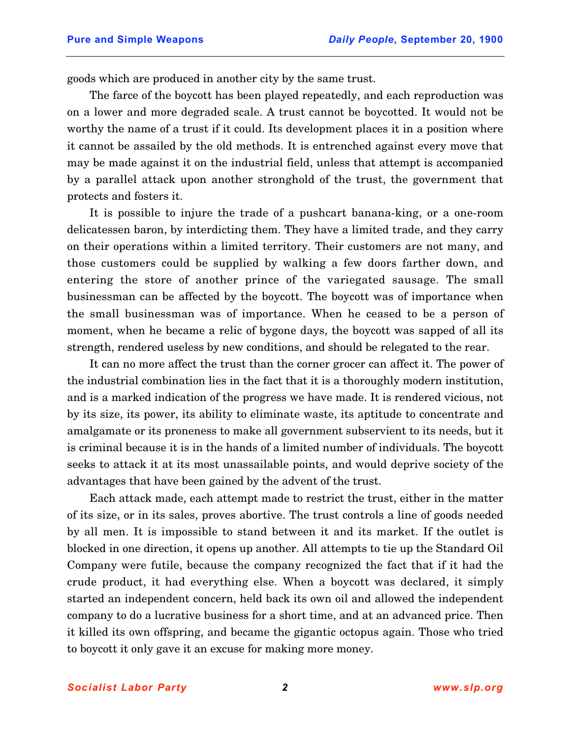goods which are produced in another city by the same trust.

The farce of the boycott has been played repeatedly, and each reproduction was on a lower and more degraded scale. A trust cannot be boycotted. It would not be worthy the name of a trust if it could. Its development places it in a position where it cannot be assailed by the old methods. It is entrenched against every move that may be made against it on the industrial field, unless that attempt is accompanied by a parallel attack upon another stronghold of the trust, the government that protects and fosters it.

It is possible to injure the trade of a pushcart banana-king, or a one-room delicatessen baron, by interdicting them. They have a limited trade, and they carry on their operations within a limited territory. Their customers are not many, and those customers could be supplied by walking a few doors farther down, and entering the store of another prince of the variegated sausage. The small businessman can be affected by the boycott. The boycott was of importance when the small businessman was of importance. When he ceased to be a person of moment, when he became a relic of bygone days, the boycott was sapped of all its strength, rendered useless by new conditions, and should be relegated to the rear.

It can no more affect the trust than the corner grocer can affect it. The power of the industrial combination lies in the fact that it is a thoroughly modern institution, and is a marked indication of the progress we have made. It is rendered vicious, not by its size, its power, its ability to eliminate waste, its aptitude to concentrate and amalgamate or its proneness to make all government subservient to its needs, but it is criminal because it is in the hands of a limited number of individuals. The boycott seeks to attack it at its most unassailable points, and would deprive society of the advantages that have been gained by the advent of the trust.

Each attack made, each attempt made to restrict the trust, either in the matter of its size, or in its sales, proves abortive. The trust controls a line of goods needed by all men. It is impossible to stand between it and its market. If the outlet is blocked in one direction, it opens up another. All attempts to tie up the Standard Oil Company were futile, because the company recognized the fact that if it had the crude product, it had everything else. When a boycott was declared, it simply started an independent concern, held back its own oil and allowed the independent company to do a lucrative business for a short time, and at an advanced price. Then it killed its own offspring, and became the gigantic octopus again. Those who tried to boycott it only gave it an excuse for making more money.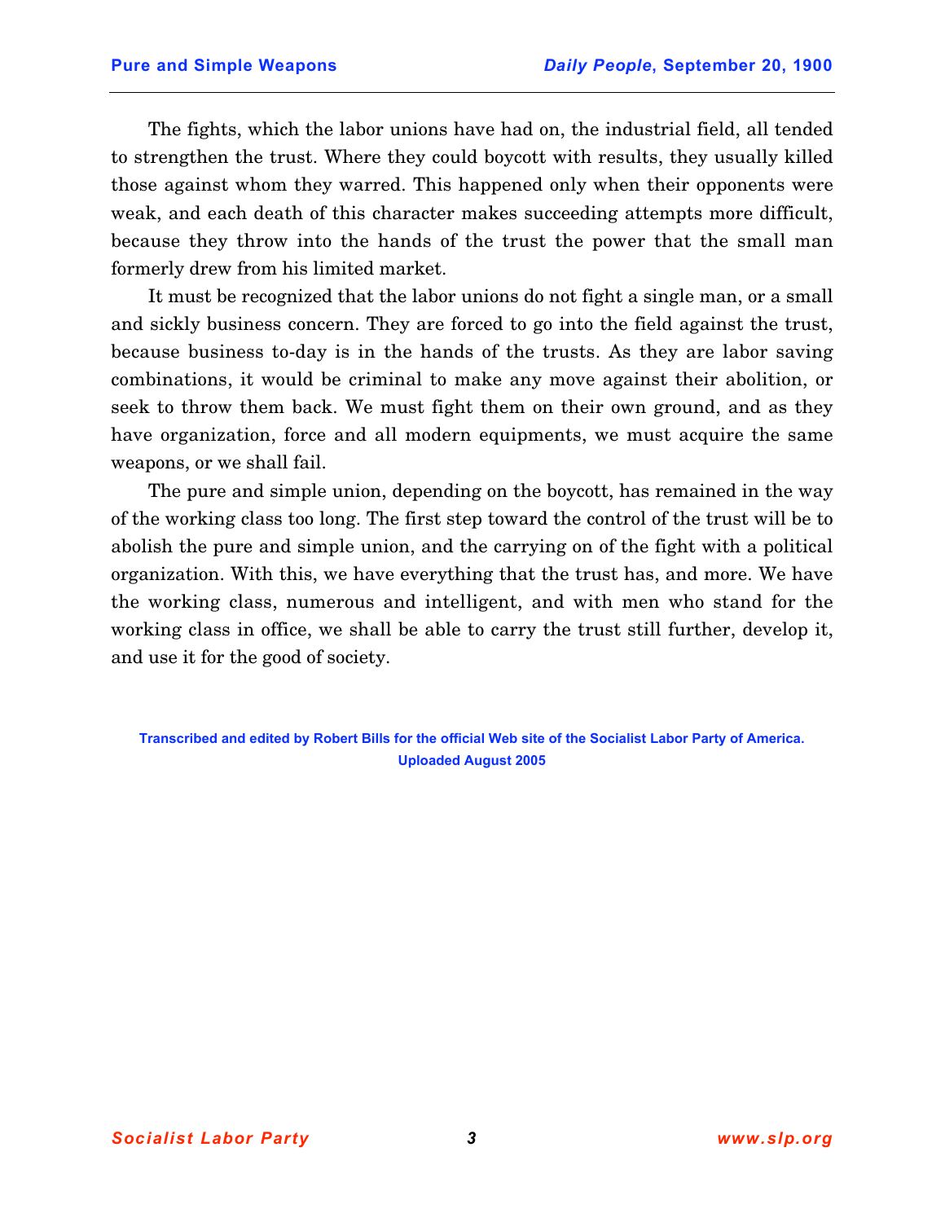The fights, which the labor unions have had on, the industrial field, all tended to strengthen the trust. Where they could boycott with results, they usually killed those against whom they warred. This happened only when their opponents were weak, and each death of this character makes succeeding attempts more difficult, because they throw into the hands of the trust the power that the small man formerly drew from his limited market.

It must be recognized that the labor unions do not fight a single man, or a small and sickly business concern. They are forced to go into the field against the trust, because business to-day is in the hands of the trusts. As they are labor saving combinations, it would be criminal to make any move against their abolition, or seek to throw them back. We must fight them on their own ground, and as they have organization, force and all modern equipments, we must acquire the same weapons, or we shall fail.

The pure and simple union, depending on the boycott, has remained in the way of the working class too long. The first step toward the control of the trust will be to abolish the pure and simple union, and the carrying on of the fight with a political organization. With this, we have everything that the trust has, and more. We have the working class, numerous and intelligent, and with men who stand for the working class in office, we shall be able to carry the trust still further, develop it, and use it for the good of society.

**Transcribed and edited by Robert Bills for the official Web site of the Socialist Labor Party of America. Uploaded August 2005**